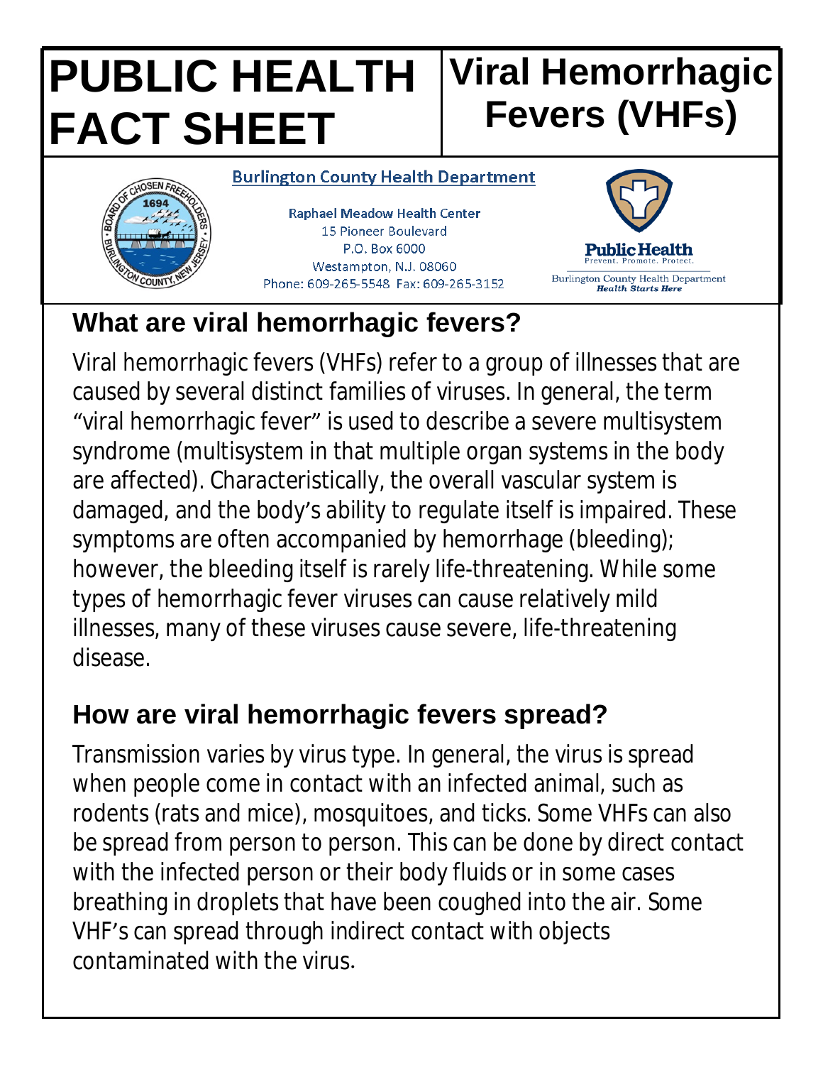# PUBLIC HEALTH FACT SHEET

# Viral Hemorrhagic Fevers (VHFs)

**Burlington County Health Department**

Raphael Meadow Health Center
15 Pioneer Boulevard
P.O. Box 6000
Westampton, N.J. 08060
Phone: 609-265-5548 Fax: 609-265-3152

Public Health
Prevent. Promote. Protect.
Burlington County Health Department
*Health Starts Here*

## What are viral hemorrhagic fevers?

Viral hemorrhagic fevers (VHFs) refer to a group of illnesses that are caused by several distinct families of viruses. In general, the term "viral hemorrhagic fever" is used to describe a severe multisystem syndrome (multisystem in that multiple organ systems in the body are affected). Characteristically, the overall vascular system is damaged, and the body's ability to regulate itself is impaired. These symptoms are often accompanied by hemorrhage (bleeding); however, the bleeding itself is rarely life-threatening. While some types of hemorrhagic fever viruses can cause relatively mild illnesses, many of these viruses cause severe, life-threatening disease.

## How are viral hemorrhagic fevers spread?

Transmission varies by virus type. In general, the virus is spread when people come in contact with an infected animal, such as rodents (rats and mice), mosquitoes, and ticks. Some VHFs can also be spread from person to person. This can be done by direct contact with the infected person or their body fluids or in some cases breathing in droplets that have been coughed into the air. Some VHF's can spread through indirect contact with objects contaminated with the virus.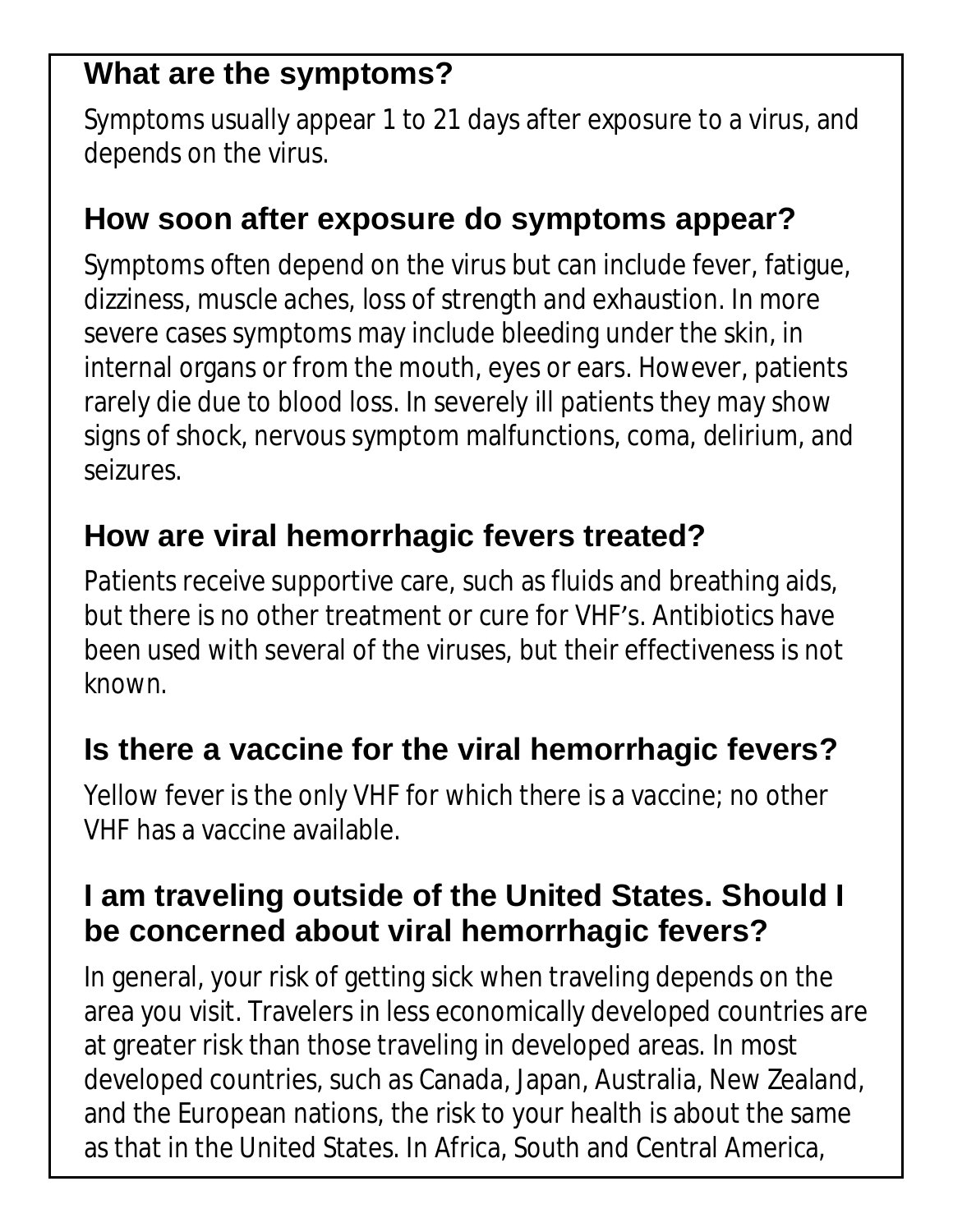## What are the symptoms?

Symptoms usually appear 1 to 21 days after exposure to a virus, and depends on the virus.

## How soon after exposure do symptoms appear?

Symptoms often depend on the virus but can include fever, fatigue, dizziness, muscle aches, loss of strength and exhaustion. In more severe cases symptoms may include bleeding under the skin, in internal organs or from the mouth, eyes or ears. However, patients rarely die due to blood loss. In severely ill patients they may show signs of shock, nervous symptom malfunctions, coma, delirium, and seizures.

## How are viral hemorrhagic fevers treated?

Patients receive supportive care, such as fluids and breathing aids, but there is no other treatment or cure for VHF's. Antibiotics have been used with several of the viruses, but their effectiveness is not known.

## Is there a vaccine for the viral hemorrhagic fevers?

Yellow fever is the only VHF for which there is a vaccine; no other VHF has a vaccine available.

## I am traveling outside of the United States. Should I be concerned about viral hemorrhagic fevers?

In general, your risk of getting sick when traveling depends on the area you visit. Travelers in less economically developed countries are at greater risk than those traveling in developed areas. In most developed countries, such as Canada, Japan, Australia, New Zealand, and the European nations, the risk to your health is about the same as that in the United States. In Africa, South and Central America,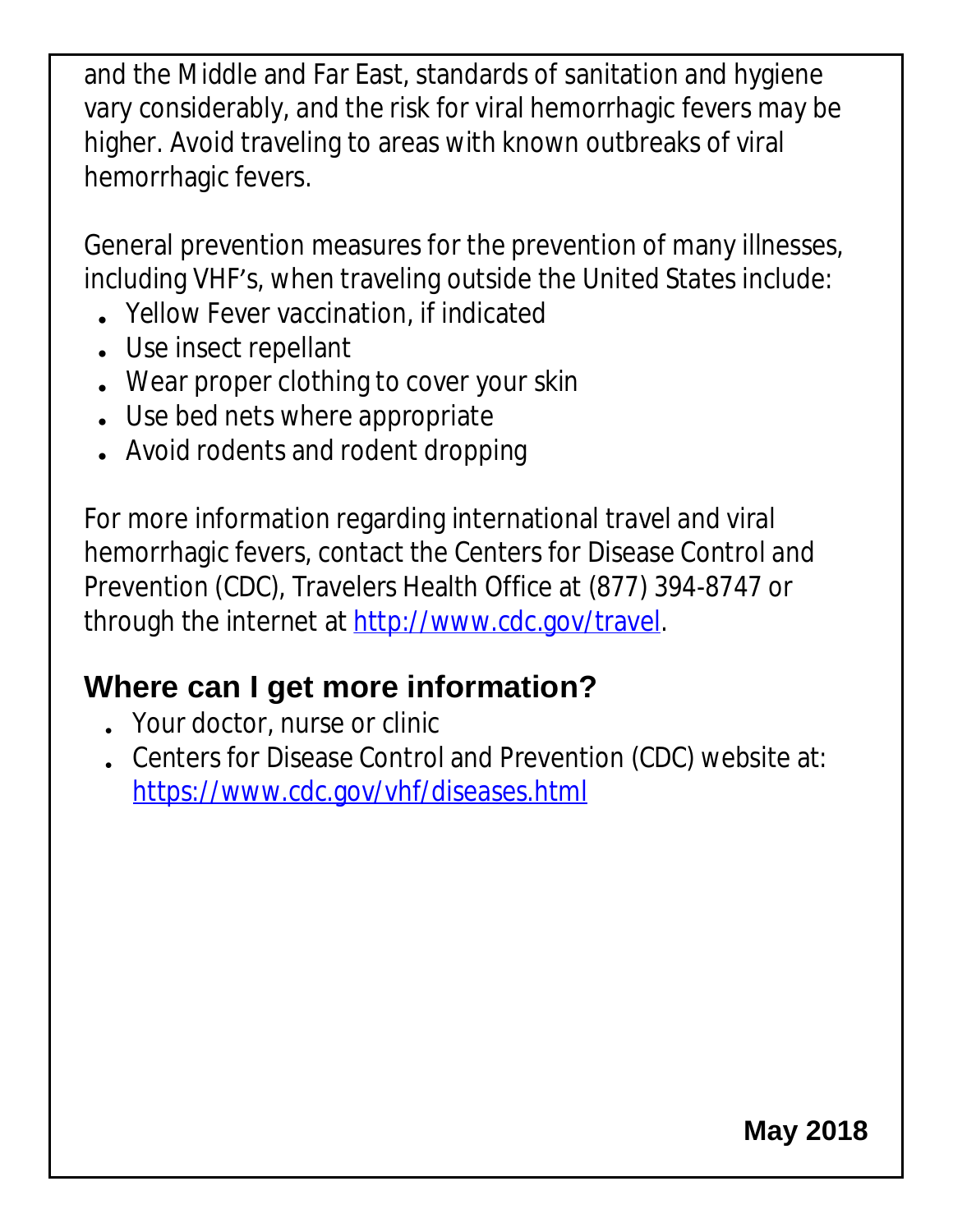and the Middle and Far East, standards of sanitation and hygiene vary considerably, and the risk for viral hemorrhagic fevers may be higher. Avoid traveling to areas with known outbreaks of viral hemorrhagic fevers.

General prevention measures for the prevention of many illnesses, including VHF's, when traveling outside the United States include:

- Yellow Fever vaccination, if indicated
- Use insect repellant
- Wear proper clothing to cover your skin
- Use bed nets where appropriate
- Avoid rodents and rodent dropping

For more information regarding international travel and viral hemorrhagic fevers, contact the Centers for Disease Control and Prevention (CDC), Travelers Health Office at (877) 394-8747 or through the internet at http://www.cdc.gov/travel.

## Where can I get more information?

- Your doctor, nurse or clinic
- Centers for Disease Control and Prevention (CDC) website at: https://www.cdc.gov/vhf/diseases.html

**May 2018**